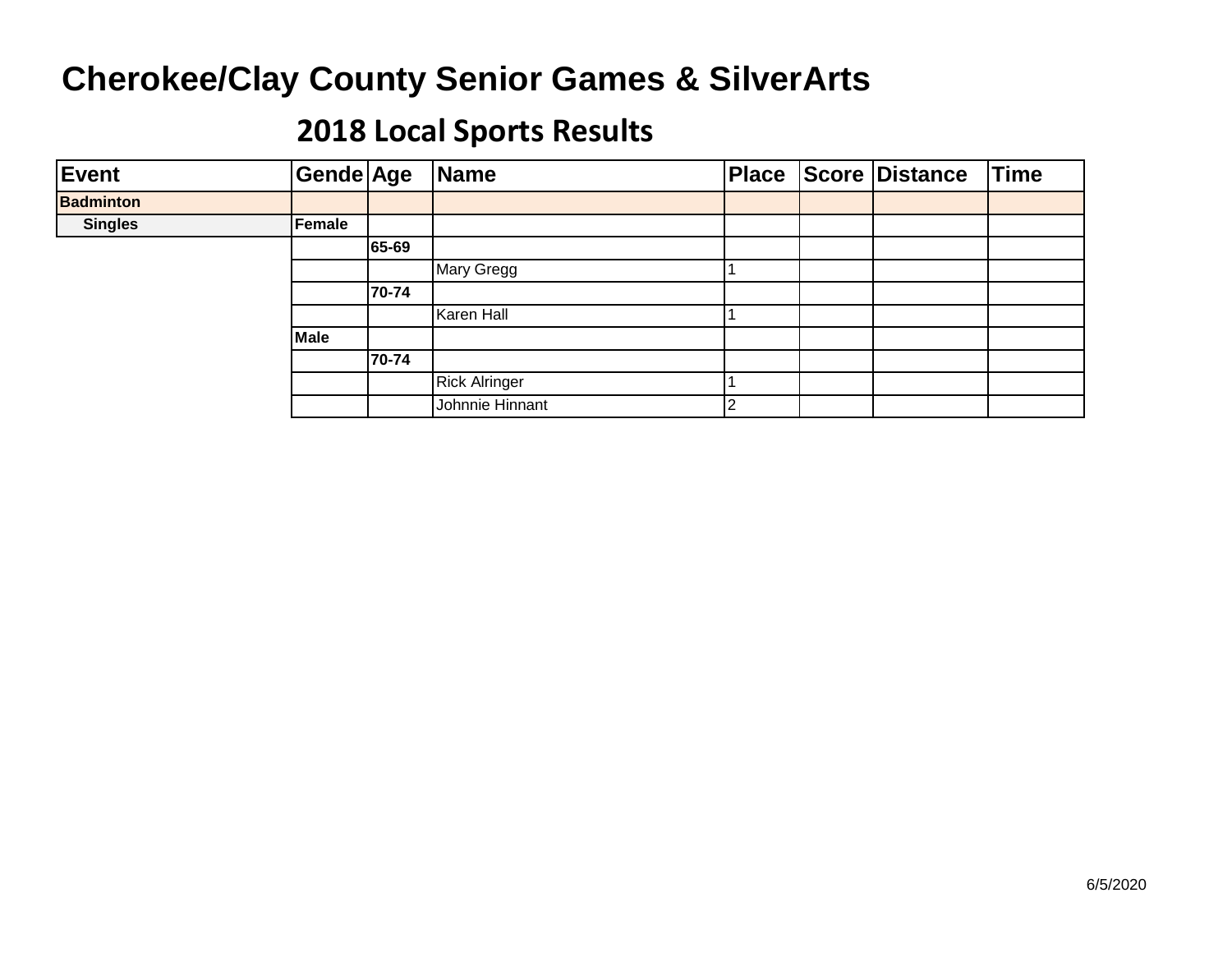# Cherokee/Clay County Senior Games & SilverArts

## 2018 Local Sports Results

| Event | Gende | Age | Name | Place | Score | Distance | Time |
|---|---|---|---|---|---|---|---|
| **Badminton** | | | | | | | |
| **Singles** | **Female** | | | | | | |
| | | **65-69** | | | | | |
| | | | Mary Gregg | 1 | | | |
| | | **70-74** | | | | | |
| | | | Karen Hall | 1 | | | |
| | **Male** | | | | | | |
| | | **70-74** | | | | | |
| | | | Rick Alringer | 1 | | | |
| | | | Johnnie Hinnant | 2 | | | |

6/5/2020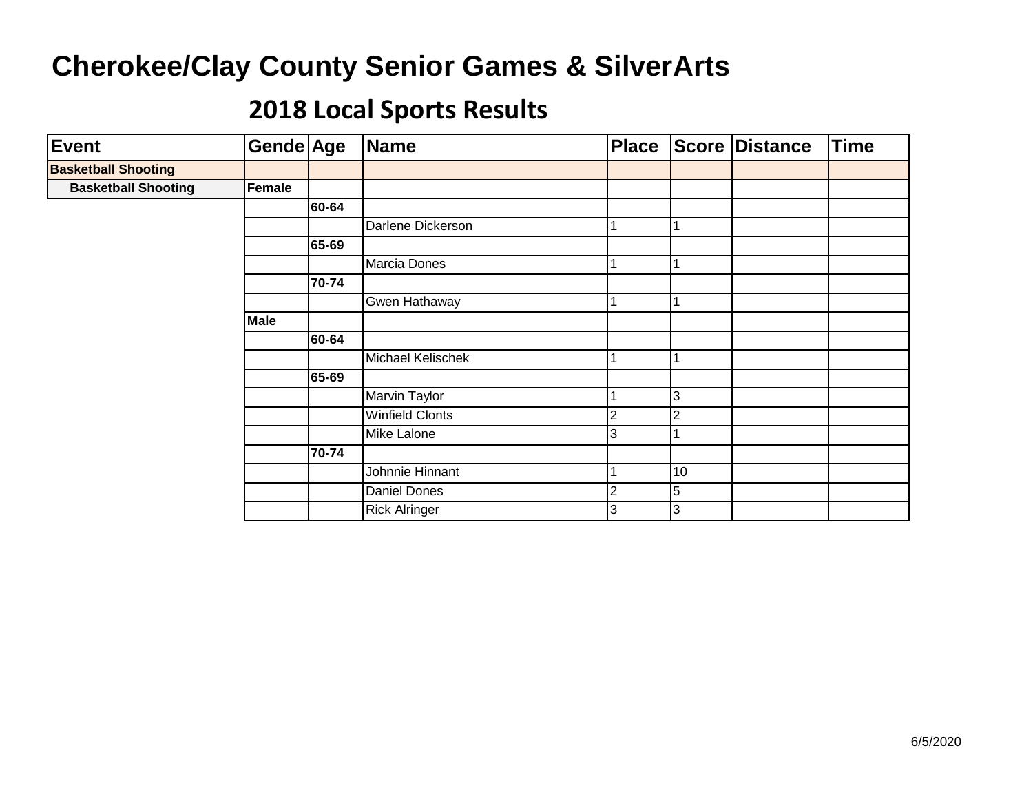# Cherokee/Clay County Senior Games & SilverArts

## 2018 Local Sports Results

| Event | Gende | Age | Name | Place | Score | Distance | Time |
|---|---|---|---|---|---|---|---|
| **Basketball Shooting** | | | | | | | |
| **Basketball Shooting** | **Female** | | | | | | |
| | | **60-64** | | | | | |
| | | | Darlene Dickerson | 1 | 1 | | |
| | | **65-69** | | | | | |
| | | | Marcia Dones | 1 | 1 | | |
| | | **70-74** | | | | | |
| | | | Gwen Hathaway | 1 | 1 | | |
| | **Male** | | | | | | |
| | | **60-64** | | | | | |
| | | | Michael Kelischek | 1 | 1 | | |
| | | **65-69** | | | | | |
| | | | Marvin Taylor | 1 | 3 | | |
| | | | Winfield Clonts | 2 | 2 | | |
| | | | Mike Lalone | 3 | 1 | | |
| | | **70-74** | | | | | |
| | | | Johnnie Hinnant | 1 | 10 | | |
| | | | Daniel Dones | 2 | 5 | | |
| | | | Rick Alringer | 3 | 3 | | |

6/5/2020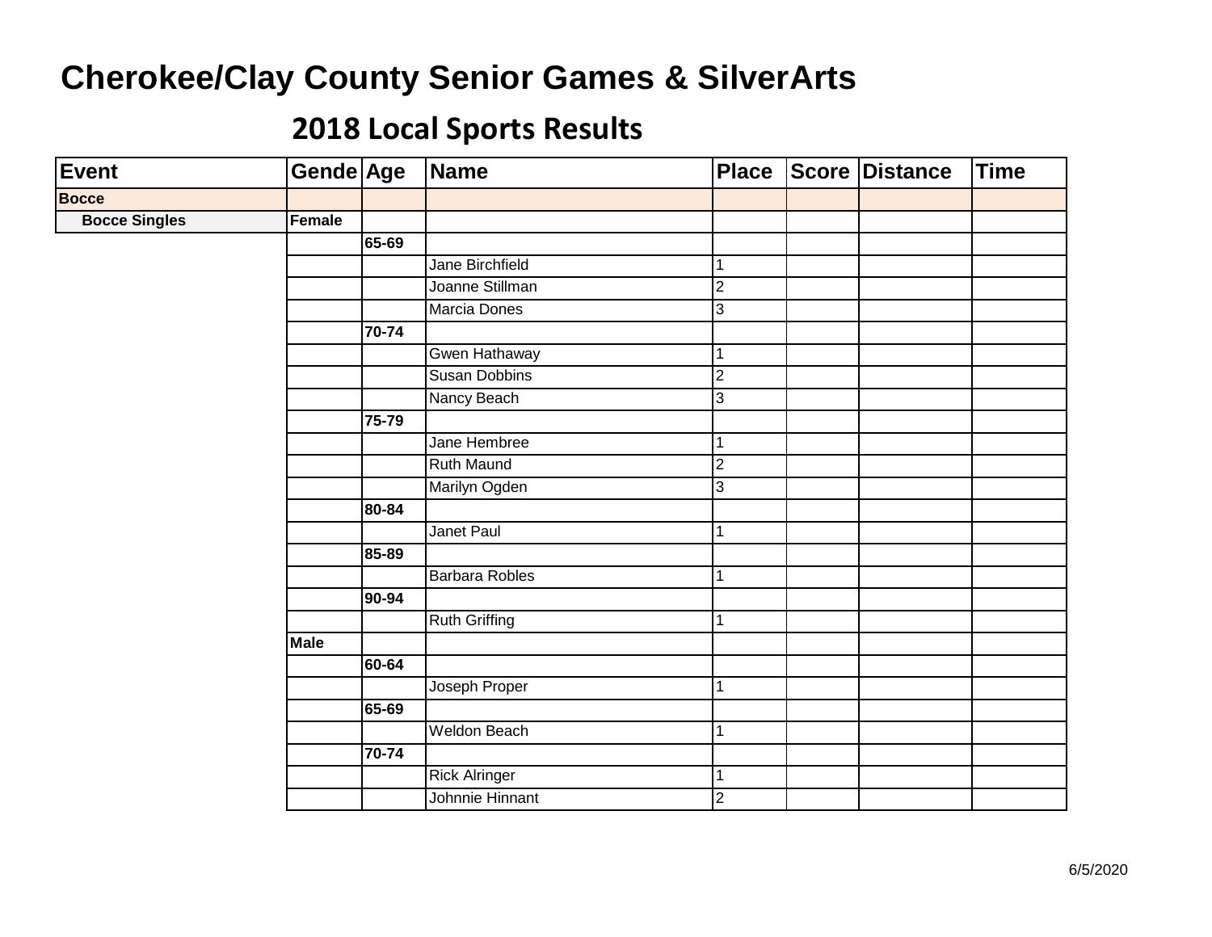# Cherokee/Clay County Senior Games & SilverArts

## 2018 Local Sports Results

| Event | Gende | Age | Name | Place | Score | Distance | Time |
|---|---|---|---|---|---|---|---|
| **Bocce** | | | | | | | |
| **Bocce Singles** | **Female** | | | | | | |
| | | **65-69** | | | | | |
| | | | Jane Birchfield | 1 | | | |
| | | | Joanne Stillman | 2 | | | |
| | | | Marcia Dones | 3 | | | |
| | | **70-74** | | | | | |
| | | | Gwen Hathaway | 1 | | | |
| | | | Susan Dobbins | 2 | | | |
| | | | Nancy Beach | 3 | | | |
| | | **75-79** | | | | | |
| | | | Jane Hembree | 1 | | | |
| | | | Ruth Maund | 2 | | | |
| | | | Marilyn Ogden | 3 | | | |
| | | **80-84** | | | | | |
| | | | Janet Paul | 1 | | | |
| | | **85-89** | | | | | |
| | | | Barbara Robles | 1 | | | |
| | | **90-94** | | | | | |
| | | | Ruth Griffing | 1 | | | |
| | **Male** | | | | | | |
| | | **60-64** | | | | | |
| | | | Joseph Proper | 1 | | | |
| | | **65-69** | | | | | |
| | | | Weldon Beach | 1 | | | |
| | | **70-74** | | | | | |
| | | | Rick Alringer | 1 | | | |
| | | | Johnnie Hinnant | 2 | | | |

6/5/2020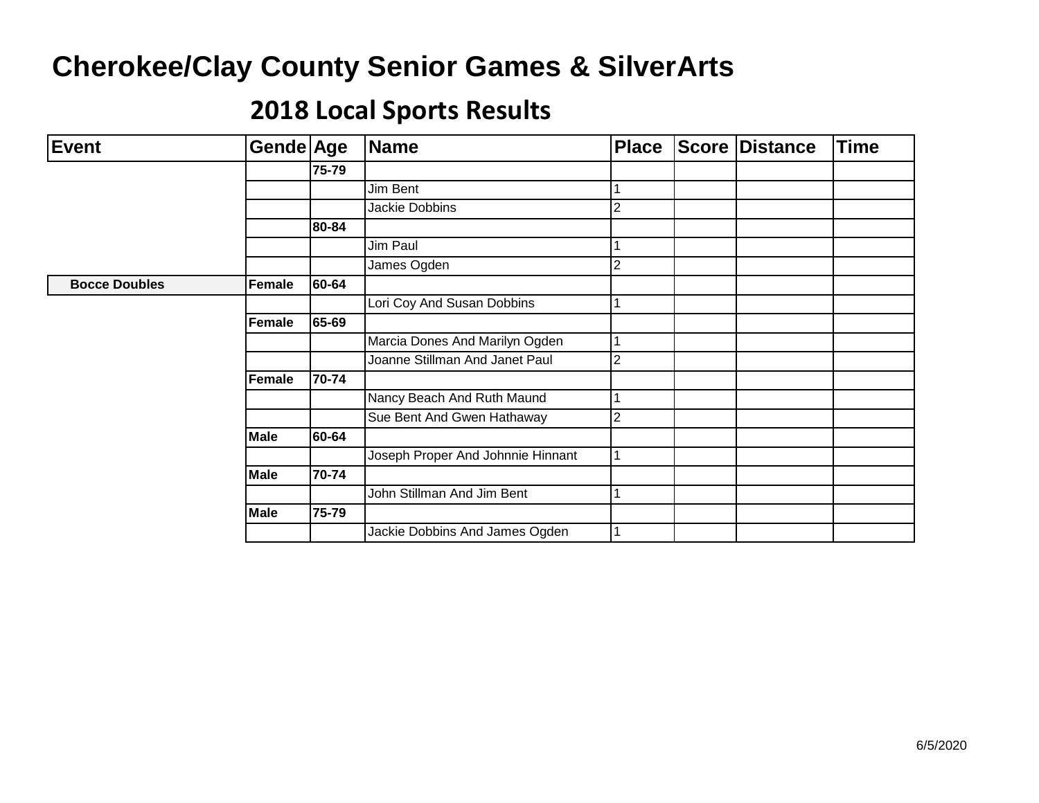# Cherokee/Clay County Senior Games & SilverArts

## 2018 Local Sports Results

| Event | Gende | Age | Name | Place | Score | Distance | Time |
|---|---|---|---|---|---|---|---|
| | | 75-79 | | | | | |
| | | | Jim Bent | 1 | | | |
| | | | Jackie Dobbins | 2 | | | |
| | | 80-84 | | | | | |
| | | | Jim Paul | 1 | | | |
| | | | James Ogden | 2 | | | |
| **Bocce Doubles** | Female | 60-64 | | | | | |
| | | | Lori Coy And Susan Dobbins | 1 | | | |
| | Female | 65-69 | | | | | |
| | | | Marcia Dones And Marilyn Ogden | 1 | | | |
| | | | Joanne Stillman And Janet Paul | 2 | | | |
| | Female | 70-74 | | | | | |
| | | | Nancy Beach And Ruth Maund | 1 | | | |
| | | | Sue Bent And Gwen Hathaway | 2 | | | |
| | Male | 60-64 | | | | | |
| | | | Joseph Proper And Johnnie Hinnant | 1 | | | |
| | Male | 70-74 | | | | | |
| | | | John Stillman And Jim Bent | 1 | | | |
| | Male | 75-79 | | | | | |
| | | | Jackie Dobbins And James Ogden | 1 | | | |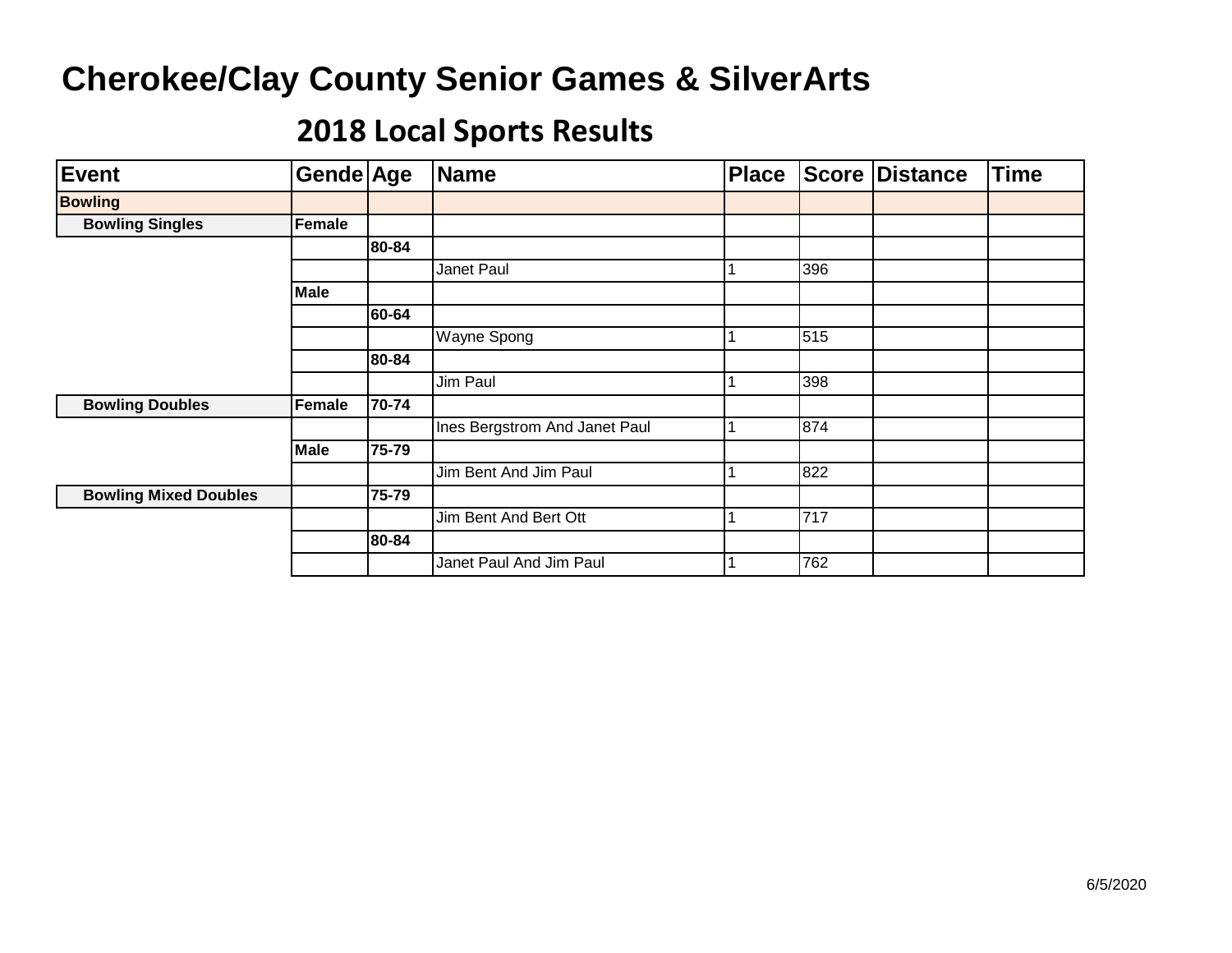# Cherokee/Clay County Senior Games & SilverArts

## 2018 Local Sports Results

| Event | Gende | Age | Name | Place | Score | Distance | Time |
|---|---|---|---|---|---|---|---|
| **Bowling** | | | | | | | |
| **Bowling Singles** | **Female** | | | | | | |
| | | **80-84** | | | | | |
| | | | Janet Paul | 1 | 396 | | |
| | **Male** | | | | | | |
| | | **60-64** | | | | | |
| | | | Wayne Spong | 1 | 515 | | |
| | | **80-84** | | | | | |
| | | | Jim Paul | 1 | 398 | | |
| **Bowling Doubles** | **Female** | **70-74** | | | | | |
| | | | Ines Bergstrom And Janet Paul | 1 | 874 | | |
| | **Male** | **75-79** | | | | | |
| | | | Jim Bent And Jim Paul | 1 | 822 | | |
| **Bowling Mixed Doubles** | | **75-79** | | | | | |
| | | | Jim Bent And Bert Ott | 1 | 717 | | |
| | | **80-84** | | | | | |
| | | | Janet Paul And Jim Paul | 1 | 762 | | |

6/5/2020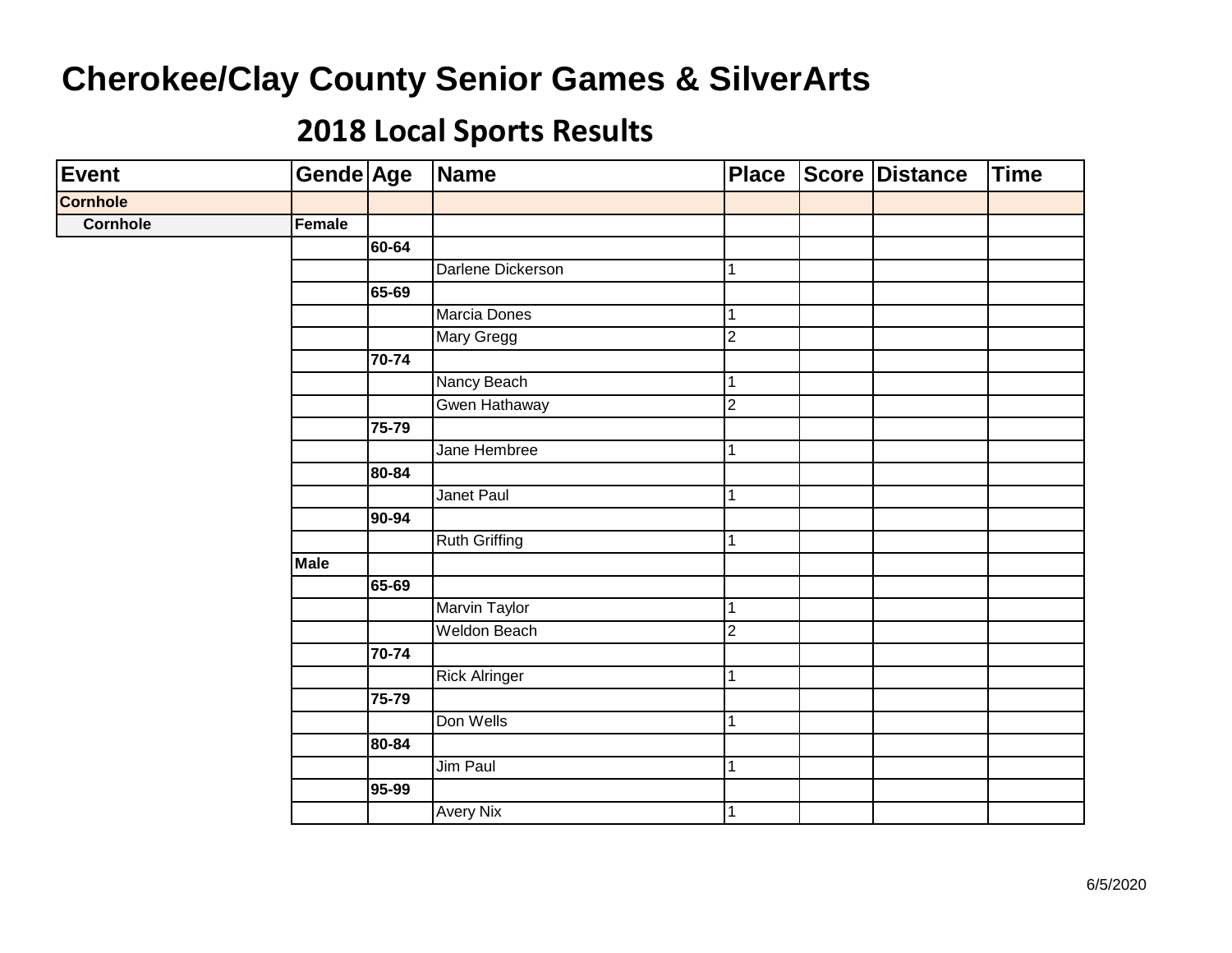# Cherokee/Clay County Senior Games & SilverArts

## 2018 Local Sports Results

| Event | Gende | Age | Name | Place | Score | Distance | Time |
|---|---|---|---|---|---|---|---|
| **Cornhole** | | | | | | | |
| **Cornhole** | **Female** | | | | | | |
| | | **60-64** | | | | | |
| | | | Darlene Dickerson | 1 | | | |
| | | **65-69** | | | | | |
| | | | Marcia Dones | 1 | | | |
| | | | Mary Gregg | 2 | | | |
| | | **70-74** | | | | | |
| | | | Nancy Beach | 1 | | | |
| | | | Gwen Hathaway | 2 | | | |
| | | **75-79** | | | | | |
| | | | Jane Hembree | 1 | | | |
| | | **80-84** | | | | | |
| | | | Janet Paul | 1 | | | |
| | | **90-94** | | | | | |
| | | | Ruth Griffing | 1 | | | |
| | **Male** | | | | | | |
| | | **65-69** | | | | | |
| | | | Marvin Taylor | 1 | | | |
| | | | Weldon Beach | 2 | | | |
| | | **70-74** | | | | | |
| | | | Rick Alringer | 1 | | | |
| | | **75-79** | | | | | |
| | | | Don Wells | 1 | | | |
| | | **80-84** | | | | | |
| | | | Jim Paul | 1 | | | |
| | | **95-99** | | | | | |
| | | | Avery Nix | 1 | | | |

6/5/2020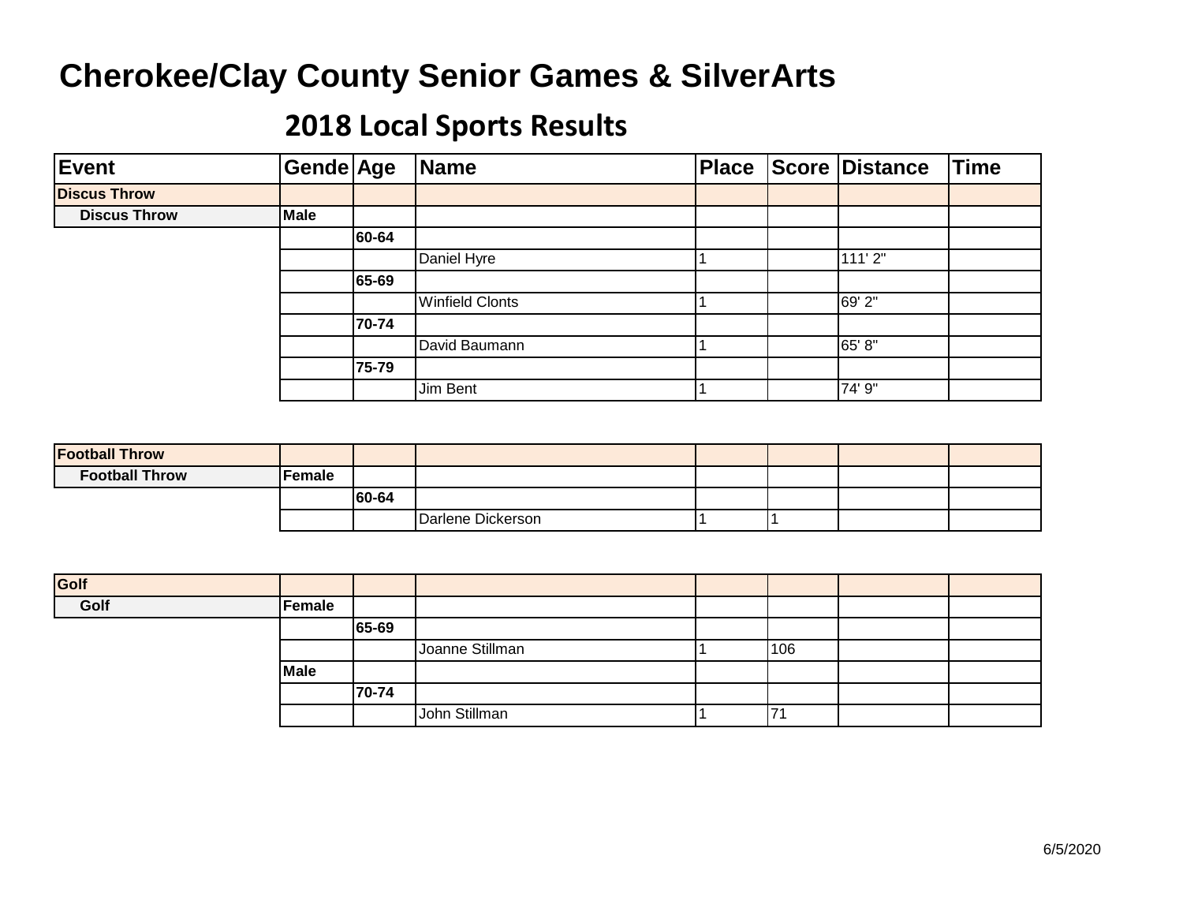# Cherokee/Clay County Senior Games & SilverArts

## 2018 Local Sports Results

| Event | Gende | Age | Name | Place | Score | Distance | Time |
|---|---|---|---|---|---|---|---|
| **Discus Throw** | | | | | | | |
| **Discus Throw** | **Male** | | | | | | |
| | | **60-64** | | | | | |
| | | | Daniel Hyre | 1 | | 111' 2" | |
| | | **65-69** | | | | | |
| | | | Winfield Clonts | 1 | | 69' 2" | |
| | | **70-74** | | | | | |
| | | | David Baumann | 1 | | 65' 8" | |
| | | **75-79** | | | | | |
| | | | Jim Bent | 1 | | 74' 9" | |

| Event | Gende | Age | Name | Place | Score | Distance | Time |
|---|---|---|---|---|---|---|---|
| **Football Throw** | | | | | | | |
| **Football Throw** | **Female** | | | | | | |
| | | **60-64** | | | | | |
| | | | Darlene Dickerson | 1 | 1 | | |

| Event | Gende | Age | Name | Place | Score | Distance | Time |
|---|---|---|---|---|---|---|---|
| **Golf** | | | | | | | |
| **Golf** | **Female** | | | | | | |
| | | **65-69** | | | | | |
| | | | Joanne Stillman | 1 | 106 | | |
| | **Male** | | | | | | |
| | | **70-74** | | | | | |
| | | | John Stillman | 1 | 71 | | |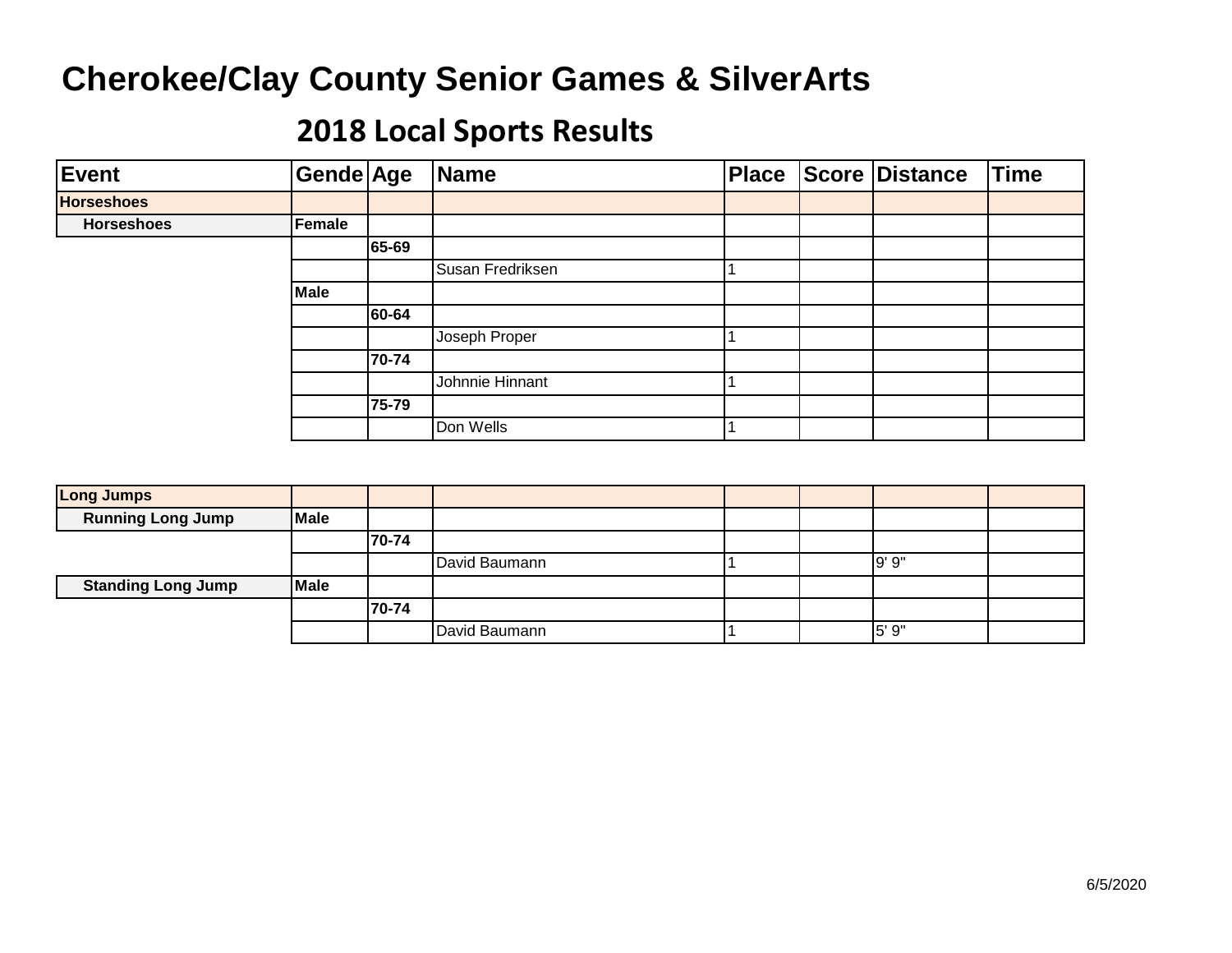# Cherokee/Clay County Senior Games & SilverArts

## 2018 Local Sports Results

| Event | Gende | Age | Name | Place | Score | Distance | Time |
|---|---|---|---|---|---|---|---|
| **Horseshoes** | | | | | | | |
| **Horseshoes** | **Female** | | | | | | |
| | | **65-69** | | | | | |
| | | | Susan Fredriksen | 1 | | | |
| | **Male** | | | | | | |
| | | **60-64** | | | | | |
| | | | Joseph Proper | 1 | | | |
| | | **70-74** | | | | | |
| | | | Johnnie Hinnant | 1 | | | |
| | | **75-79** | | | | | |
| | | | Don Wells | 1 | | | |
| **Long Jumps** | | | | | | | |
| **Running Long Jump** | **Male** | | | | | | |
| | | **70-74** | | | | | |
| | | | David Baumann | 1 | | 9' 9" | |
| **Standing Long Jump** | **Male** | | | | | | |
| | | **70-74** | | | | | |
| | | | David Baumann | 1 | | 5' 9" | |

6/5/2020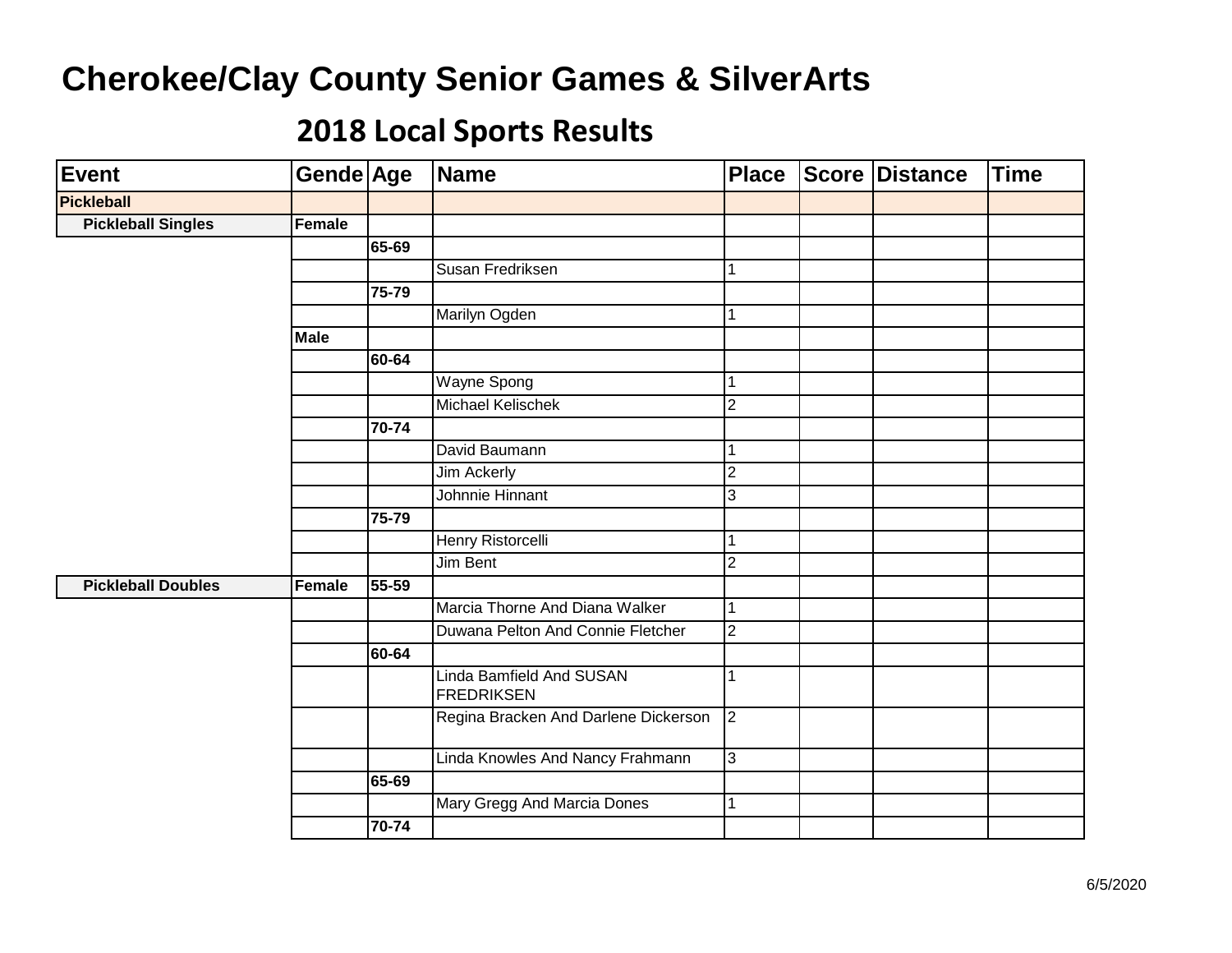# Cherokee/Clay County Senior Games & SilverArts

## 2018 Local Sports Results

| Event | Gende | Age | Name | Place | Score | Distance | Time |
|---|---|---|---|---|---|---|---|
| **Pickleball** | | | | | | | |
| **Pickleball Singles** | **Female** | | | | | | |
| | | **65-69** | | | | | |
| | | | Susan Fredriksen | 1 | | | |
| | | **75-79** | | | | | |
| | | | Marilyn Ogden | 1 | | | |
| | **Male** | | | | | | |
| | | **60-64** | | | | | |
| | | | Wayne Spong | 1 | | | |
| | | | Michael Kelischek | 2 | | | |
| | | **70-74** | | | | | |
| | | | David Baumann | 1 | | | |
| | | | Jim Ackerly | 2 | | | |
| | | | Johnnie Hinnant | 3 | | | |
| | | **75-79** | | | | | |
| | | | Henry Ristorcelli | 1 | | | |
| | | | Jim Bent | 2 | | | |
| **Pickleball Doubles** | **Female** | **55-59** | | | | | |
| | | | Marcia Thorne And Diana Walker | 1 | | | |
| | | | Duwana Pelton And Connie Fletcher | 2 | | | |
| | | **60-64** | | | | | |
| | | | Linda Bamfield And SUSAN FREDRIKSEN | 1 | | | |
| | | | Regina Bracken And Darlene Dickerson | 2 | | | |
| | | | Linda Knowles And Nancy Frahmann | 3 | | | |
| | | **65-69** | | | | | |
| | | | Mary Gregg And Marcia Dones | 1 | | | |
| | | **70-74** | | | | | |

6/5/2020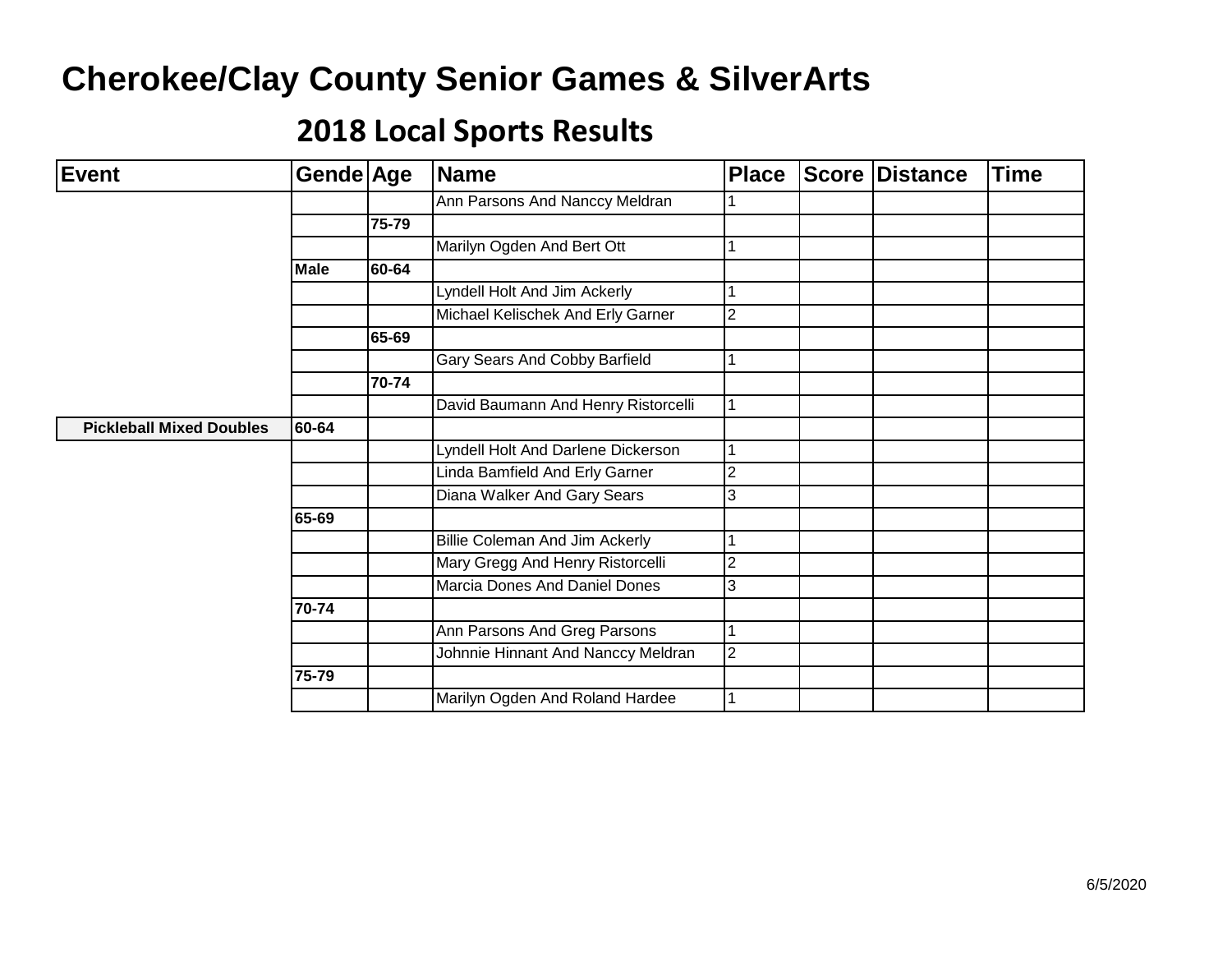# Cherokee/Clay County Senior Games & SilverArts

## 2018 Local Sports Results

| Event | Gende | Age | Name | Place | Score | Distance | Time |
|---|---|---|---|---|---|---|---|
| | | | Ann Parsons And Nanccy Meldran | 1 | | | |
| | | 75-79 | | | | | |
| | | | Marilyn Ogden And Bert Ott | 1 | | | |
| | Male | 60-64 | | | | | |
| | | | Lyndell Holt And Jim Ackerly | 1 | | | |
| | | | Michael Kelischek And Erly Garner | 2 | | | |
| | | 65-69 | | | | | |
| | | | Gary Sears And Cobby Barfield | 1 | | | |
| | | 70-74 | | | | | |
| | | | David Baumann And Henry Ristorcelli | 1 | | | |
| **Pickleball Mixed Doubles** | 60-64 | | | | | | |
| | | | Lyndell Holt And Darlene Dickerson | 1 | | | |
| | | | Linda Bamfield And Erly Garner | 2 | | | |
| | | | Diana Walker And Gary Sears | 3 | | | |
| | 65-69 | | | | | | |
| | | | Billie Coleman And Jim Ackerly | 1 | | | |
| | | | Mary Gregg And Henry Ristorcelli | 2 | | | |
| | | | Marcia Dones And Daniel Dones | 3 | | | |
| | 70-74 | | | | | | |
| | | | Ann Parsons And Greg Parsons | 1 | | | |
| | | | Johnnie Hinnant And Nanccy Meldran | 2 | | | |
| | 75-79 | | | | | | |
| | | | Marilyn Ogden And Roland Hardee | 1 | | | |

6/5/2020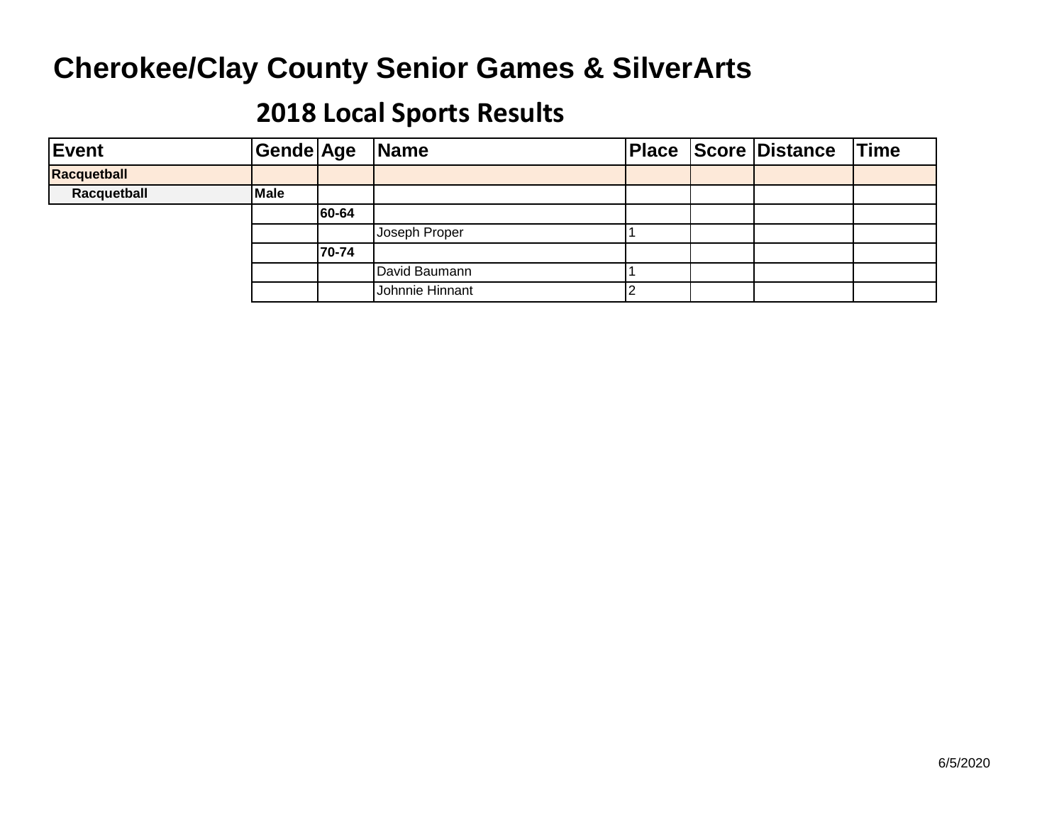# Cherokee/Clay County Senior Games & SilverArts

## 2018 Local Sports Results

| Event | Gende | Age | Name | Place | Score | Distance | Time |
|---|---|---|---|---|---|---|---|
| **Racquetball** | | | | | | | |
| **Racquetball** | **Male** | | | | | | |
| | | **60-64** | | | | | |
| | | | Joseph Proper | 1 | | | |
| | | **70-74** | | | | | |
| | | | David Baumann | 1 | | | |
| | | | Johnnie Hinnant | 2 | | | |

6/5/2020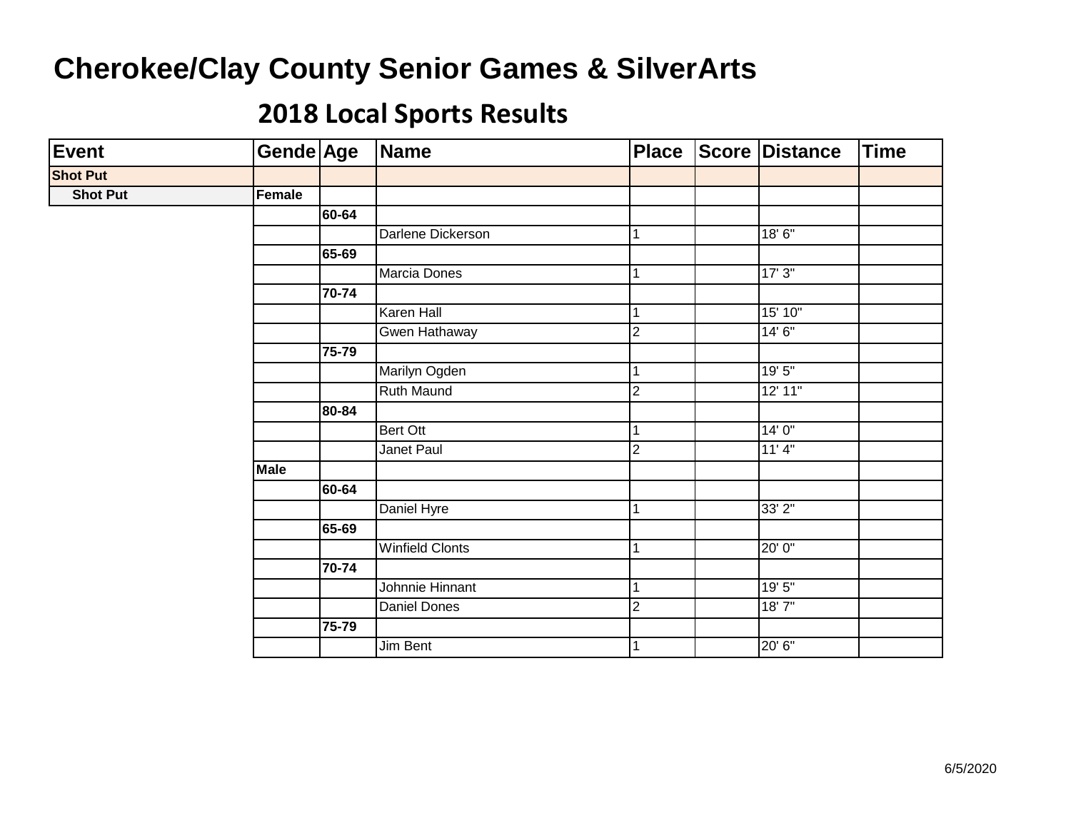# Cherokee/Clay County Senior Games & SilverArts

## 2018 Local Sports Results

| Event | Gende | Age | Name | Place | Score | Distance | Time |
|---|---|---|---|---|---|---|---|
| **Shot Put** | | | | | | | |
| **Shot Put** | **Female** | | | | | | |
| | | **60-64** | | | | | |
| | | | Darlene Dickerson | 1 | | 18' 6" | |
| | | **65-69** | | | | | |
| | | | Marcia Dones | 1 | | 17' 3" | |
| | | **70-74** | | | | | |
| | | | Karen Hall | 1 | | 15' 10" | |
| | | | Gwen Hathaway | 2 | | 14' 6" | |
| | | **75-79** | | | | | |
| | | | Marilyn Ogden | 1 | | 19' 5" | |
| | | | Ruth Maund | 2 | | 12' 11" | |
| | | **80-84** | | | | | |
| | | | Bert Ott | 1 | | 14' 0" | |
| | | | Janet Paul | 2 | | 11' 4" | |
| | **Male** | | | | | | |
| | | **60-64** | | | | | |
| | | | Daniel Hyre | 1 | | 33' 2" | |
| | | **65-69** | | | | | |
| | | | Winfield Clonts | 1 | | 20' 0" | |
| | | **70-74** | | | | | |
| | | | Johnnie Hinnant | 1 | | 19' 5" | |
| | | | Daniel Dones | 2 | | 18' 7" | |
| | | **75-79** | | | | | |
| | | | Jim Bent | 1 | | 20' 6" | |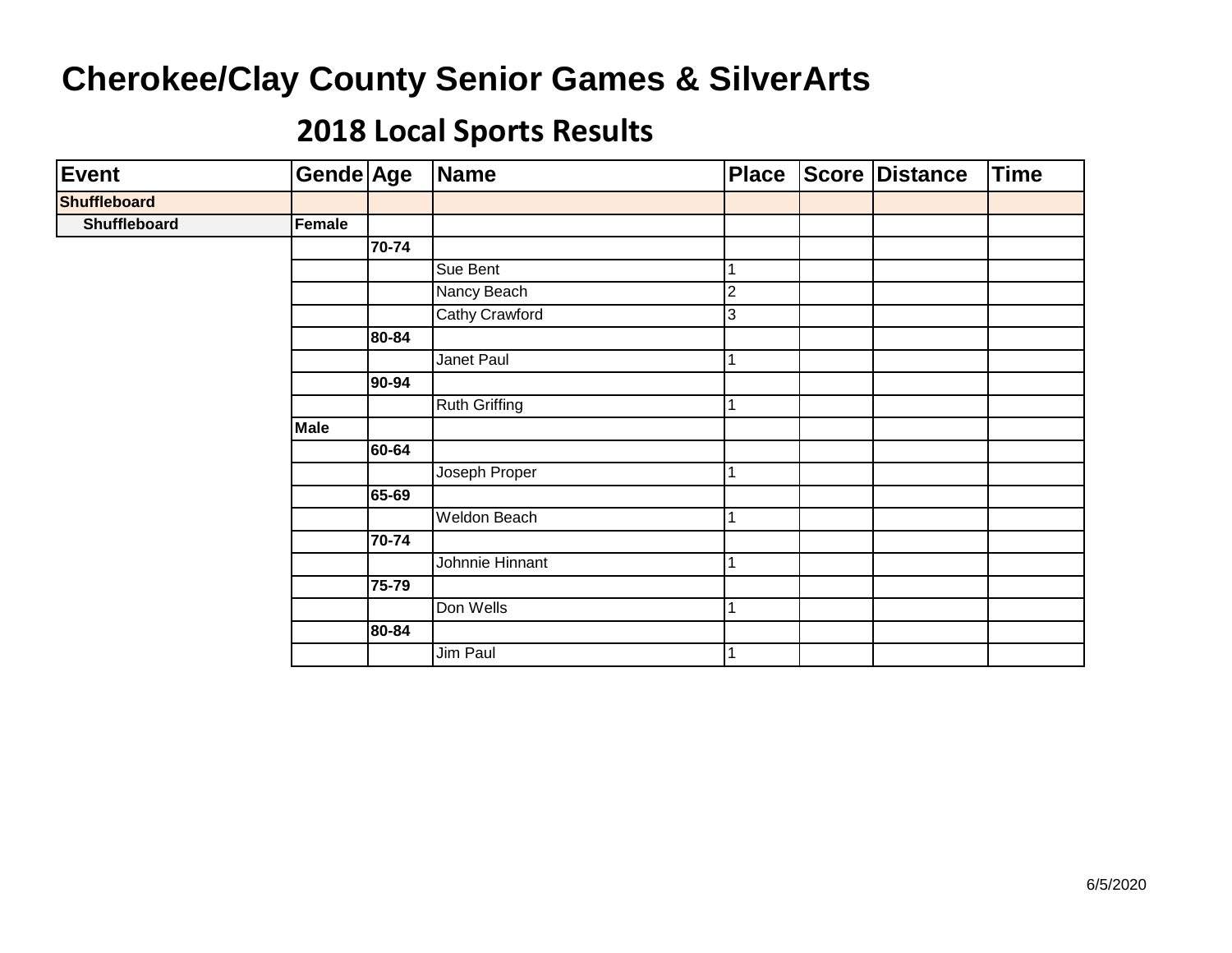# Cherokee/Clay County Senior Games & SilverArts

## 2018 Local Sports Results

| Event | Gende | Age | Name | Place | Score | Distance | Time |
|---|---|---|---|---|---|---|---|
| **Shuffleboard** | | | | | | | |
| **Shuffleboard** | **Female** | | | | | | |
| | | **70-74** | | | | | |
| | | | Sue Bent | 1 | | | |
| | | | Nancy Beach | 2 | | | |
| | | | Cathy Crawford | 3 | | | |
| | | **80-84** | | | | | |
| | | | Janet Paul | 1 | | | |
| | | **90-94** | | | | | |
| | | | Ruth Griffing | 1 | | | |
| | **Male** | | | | | | |
| | | **60-64** | | | | | |
| | | | Joseph Proper | 1 | | | |
| | | **65-69** | | | | | |
| | | | Weldon Beach | 1 | | | |
| | | **70-74** | | | | | |
| | | | Johnnie Hinnant | 1 | | | |
| | | **75-79** | | | | | |
| | | | Don Wells | 1 | | | |
| | | **80-84** | | | | | |
| | | | Jim Paul | 1 | | | |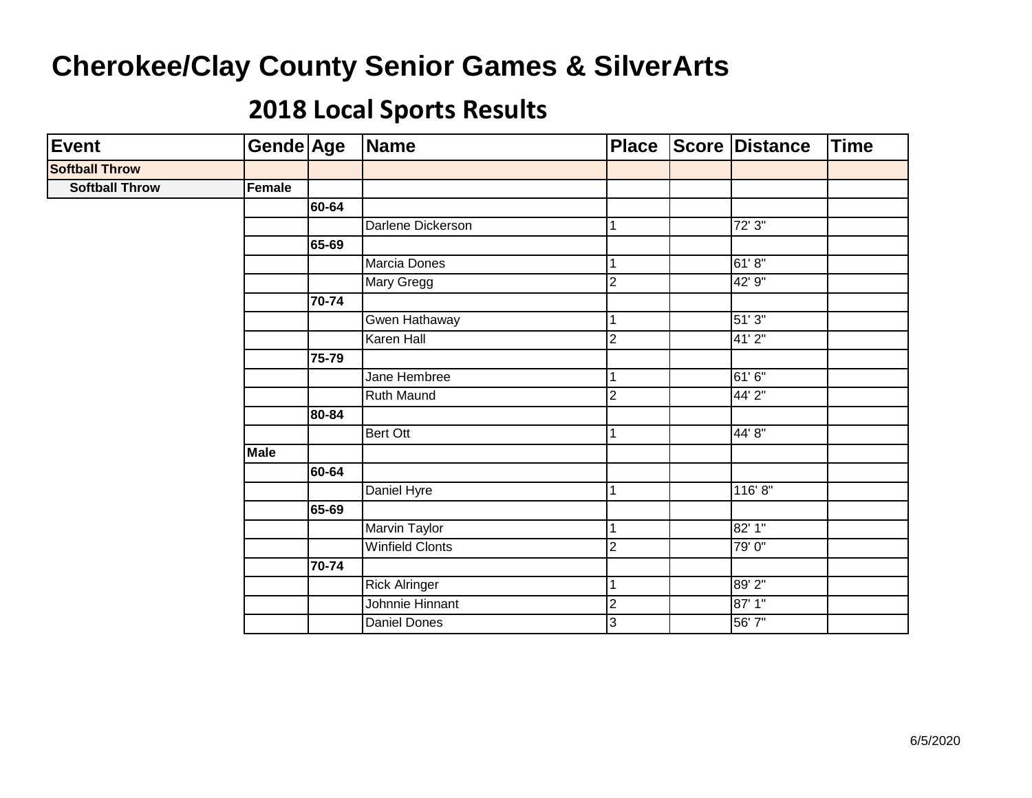# Cherokee/Clay County Senior Games & SilverArts

## 2018 Local Sports Results

| Event | Gende | Age | Name | Place | Score | Distance | Time |
|---|---|---|---|---|---|---|---|
| **Softball Throw** | | | | | | | |
| **Softball Throw** | **Female** | | | | | | |
| | | **60-64** | | | | | |
| | | | Darlene Dickerson | 1 | | 72' 3" | |
| | | **65-69** | | | | | |
| | | | Marcia Dones | 1 | | 61' 8" | |
| | | | Mary Gregg | 2 | | 42' 9" | |
| | | **70-74** | | | | | |
| | | | Gwen Hathaway | 1 | | 51' 3" | |
| | | | Karen Hall | 2 | | 41' 2" | |
| | | **75-79** | | | | | |
| | | | Jane Hembree | 1 | | 61' 6" | |
| | | | Ruth Maund | 2 | | 44' 2" | |
| | | **80-84** | | | | | |
| | | | Bert Ott | 1 | | 44' 8" | |
| | **Male** | | | | | | |
| | | **60-64** | | | | | |
| | | | Daniel Hyre | 1 | | 116' 8" | |
| | | **65-69** | | | | | |
| | | | Marvin Taylor | 1 | | 82' 1" | |
| | | | Winfield Clonts | 2 | | 79' 0" | |
| | | **70-74** | | | | | |
| | | | Rick Alringer | 1 | | 89' 2" | |
| | | | Johnnie Hinnant | 2 | | 87' 1" | |
| | | | Daniel Dones | 3 | | 56' 7" | |

6/5/2020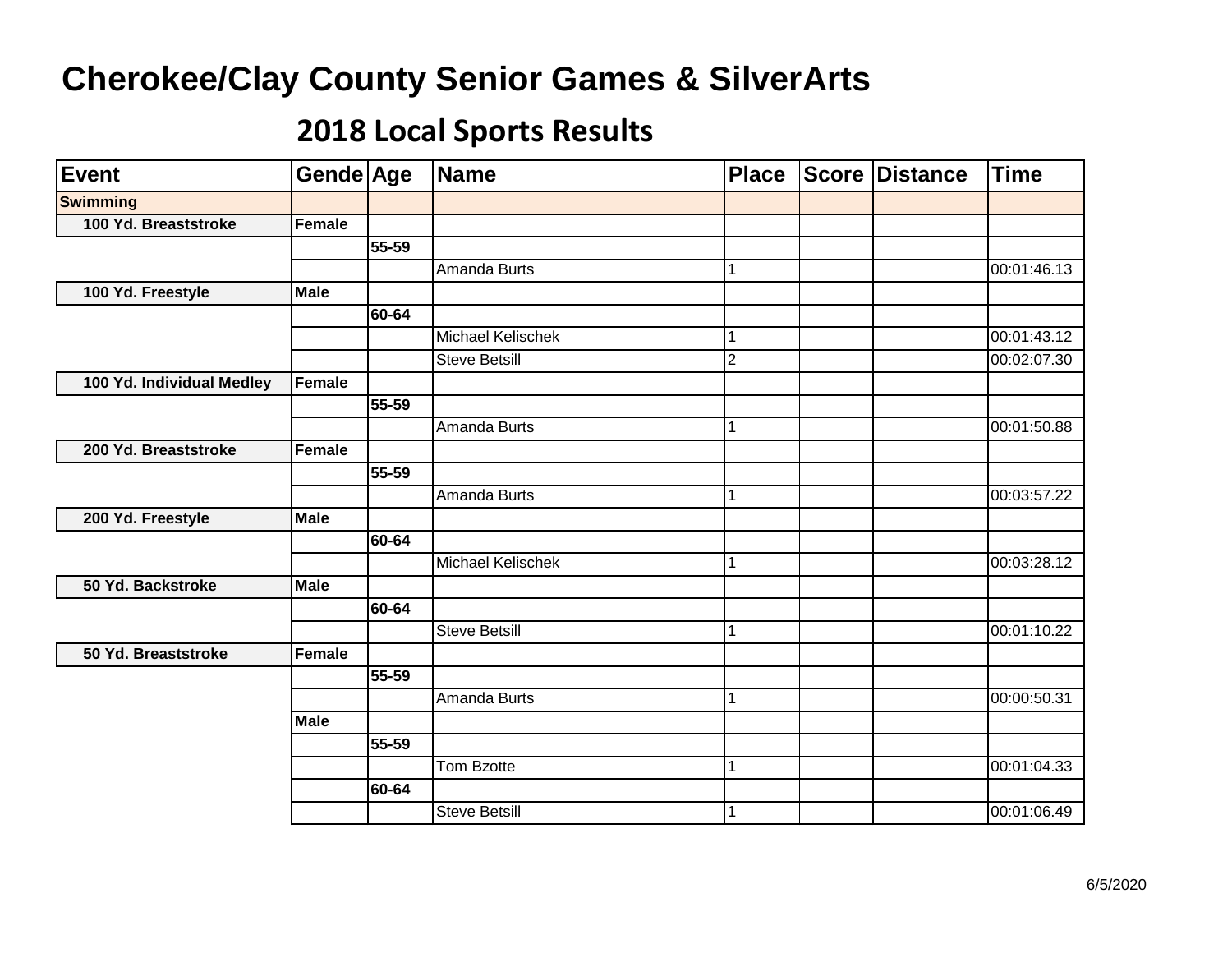# Cherokee/Clay County Senior Games & SilverArts

## 2018 Local Sports Results

| Event | Gende | Age | Name | Place | Score | Distance | Time |
|---|---|---|---|---|---|---|---|
| **Swimming** | | | | | | | |
| **100 Yd. Breaststroke** | **Female** | | | | | | |
| | | **55-59** | | | | | |
| | | | Amanda Burts | 1 | | | 00:01:46.13 |
| **100 Yd. Freestyle** | **Male** | | | | | | |
| | | **60-64** | | | | | |
| | | | Michael Kelischek | 1 | | | 00:01:43.12 |
| | | | Steve Betsill | 2 | | | 00:02:07.30 |
| **100 Yd. Individual Medley** | **Female** | | | | | | |
| | | **55-59** | | | | | |
| | | | Amanda Burts | 1 | | | 00:01:50.88 |
| **200 Yd. Breaststroke** | **Female** | | | | | | |
| | | **55-59** | | | | | |
| | | | Amanda Burts | 1 | | | 00:03:57.22 |
| **200 Yd. Freestyle** | **Male** | | | | | | |
| | | **60-64** | | | | | |
| | | | Michael Kelischek | 1 | | | 00:03:28.12 |
| **50 Yd. Backstroke** | **Male** | | | | | | |
| | | **60-64** | | | | | |
| | | | Steve Betsill | 1 | | | 00:01:10.22 |
| **50 Yd. Breaststroke** | **Female** | | | | | | |
| | | **55-59** | | | | | |
| | | | Amanda Burts | 1 | | | 00:00:50.31 |
| | **Male** | | | | | | |
| | | **55-59** | | | | | |
| | | | Tom Bzotte | 1 | | | 00:01:04.33 |
| | | **60-64** | | | | | |
| | | | Steve Betsill | 1 | | | 00:01:06.49 |

6/5/2020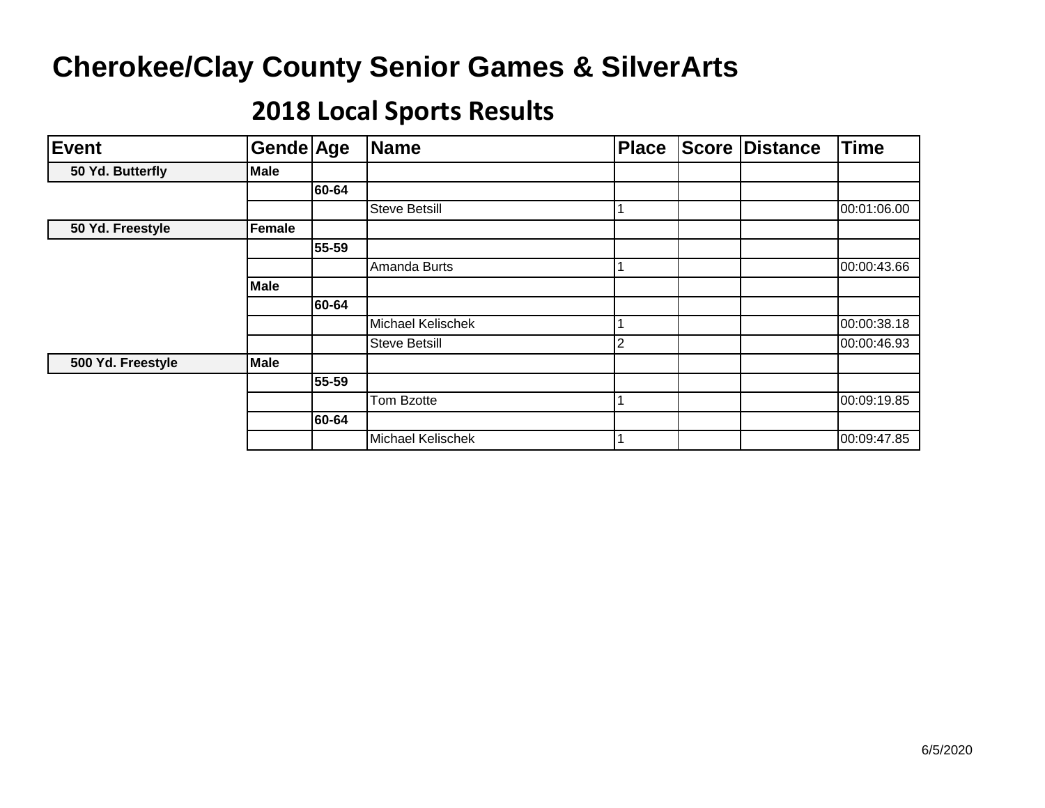# Cherokee/Clay County Senior Games & SilverArts

## 2018 Local Sports Results

| Event | Gende | Age | Name | Place | Score | Distance | Time |
|---|---|---|---|---|---|---|---|
| **50 Yd. Butterfly** | **Male** | | | | | | |
| | | **60-64** | | | | | |
| | | | Steve Betsill | 1 | | | 00:01:06.00 |
| **50 Yd. Freestyle** | **Female** | | | | | | |
| | | **55-59** | | | | | |
| | | | Amanda Burts | 1 | | | 00:00:43.66 |
| | **Male** | | | | | | |
| | | **60-64** | | | | | |
| | | | Michael Kelischek | 1 | | | 00:00:38.18 |
| | | | Steve Betsill | 2 | | | 00:00:46.93 |
| **500 Yd. Freestyle** | **Male** | | | | | | |
| | | **55-59** | | | | | |
| | | | Tom Bzotte | 1 | | | 00:09:19.85 |
| | | **60-64** | | | | | |
| | | | Michael Kelischek | 1 | | | 00:09:47.85 |

6/5/2020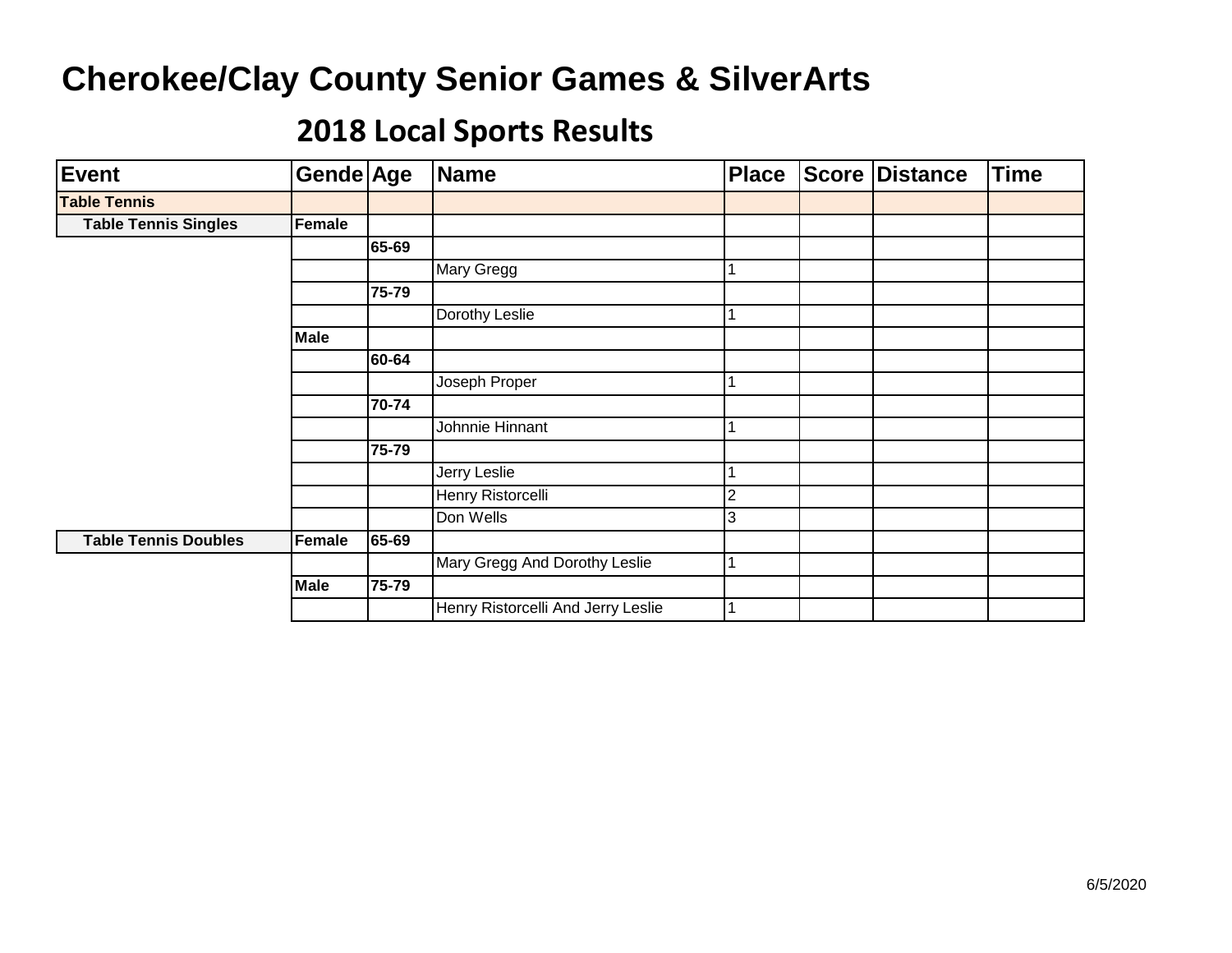# Cherokee/Clay County Senior Games & SilverArts

## 2018 Local Sports Results

| Event | Gende | Age | Name | Place | Score | Distance | Time |
|---|---|---|---|---|---|---|---|
| **Table Tennis** | | | | | | | |
| **Table Tennis Singles** | **Female** | | | | | | |
| | | **65-69** | | | | | |
| | | | Mary Gregg | 1 | | | |
| | | **75-79** | | | | | |
| | | | Dorothy Leslie | 1 | | | |
| | **Male** | | | | | | |
| | | **60-64** | | | | | |
| | | | Joseph Proper | 1 | | | |
| | | **70-74** | | | | | |
| | | | Johnnie Hinnant | 1 | | | |
| | | **75-79** | | | | | |
| | | | Jerry Leslie | 1 | | | |
| | | | Henry Ristorcelli | 2 | | | |
| | | | Don Wells | 3 | | | |
| **Table Tennis Doubles** | **Female** | **65-69** | | | | | |
| | | | Mary Gregg And Dorothy Leslie | 1 | | | |
| | **Male** | **75-79** | | | | | |
| | | | Henry Ristorcelli And Jerry Leslie | 1 | | | |

6/5/2020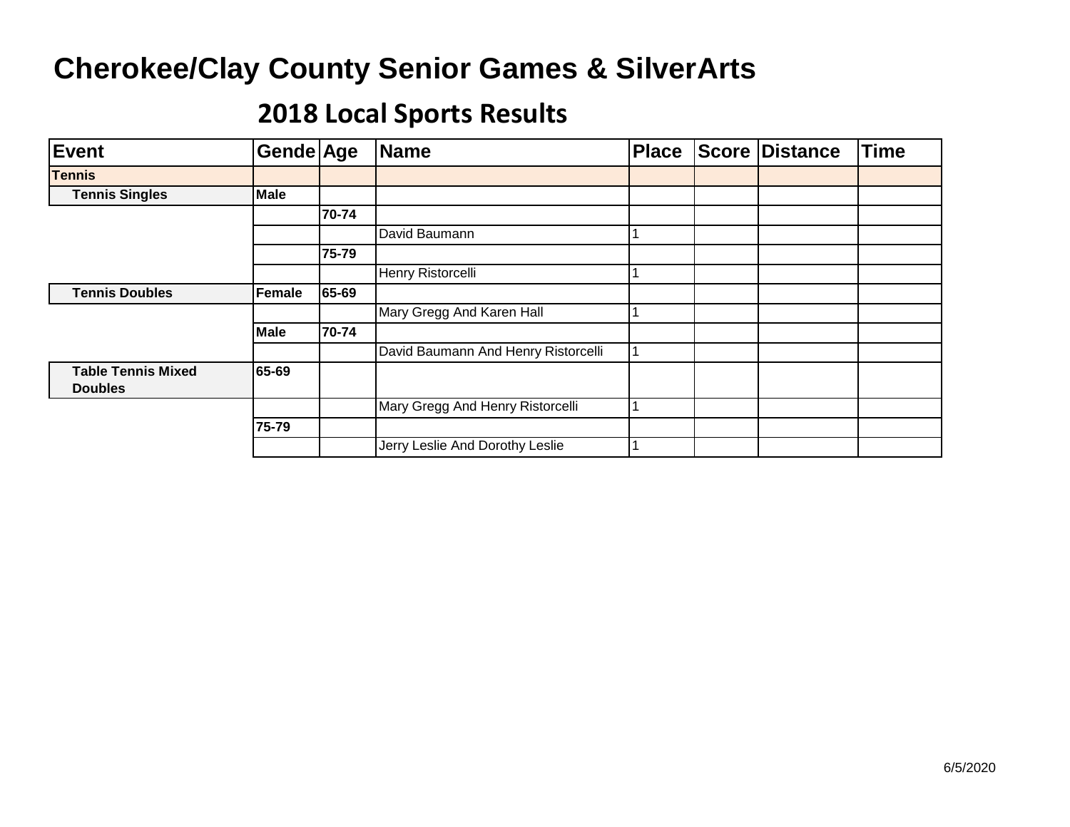# Cherokee/Clay County Senior Games & SilverArts

## 2018 Local Sports Results

| Event | Gende | Age | Name | Place | Score | Distance | Time |
|---|---|---|---|---|---|---|---|
| **Tennis** | | | | | | | |
| **Tennis Singles** | **Male** | | | | | | |
| | | **70-74** | | | | | |
| | | | David Baumann | 1 | | | |
| | | **75-79** | | | | | |
| | | | Henry Ristorcelli | 1 | | | |
| **Tennis Doubles** | **Female** | **65-69** | | | | | |
| | | | Mary Gregg And Karen Hall | 1 | | | |
| | **Male** | **70-74** | | | | | |
| | | | David Baumann And Henry Ristorcelli | 1 | | | |
| **Table Tennis Mixed Doubles** | **65-69** | | | | | | |
| | | | Mary Gregg And Henry Ristorcelli | 1 | | | |
| | **75-79** | | | | | | |
| | | | Jerry Leslie And Dorothy Leslie | 1 | | | |

6/5/2020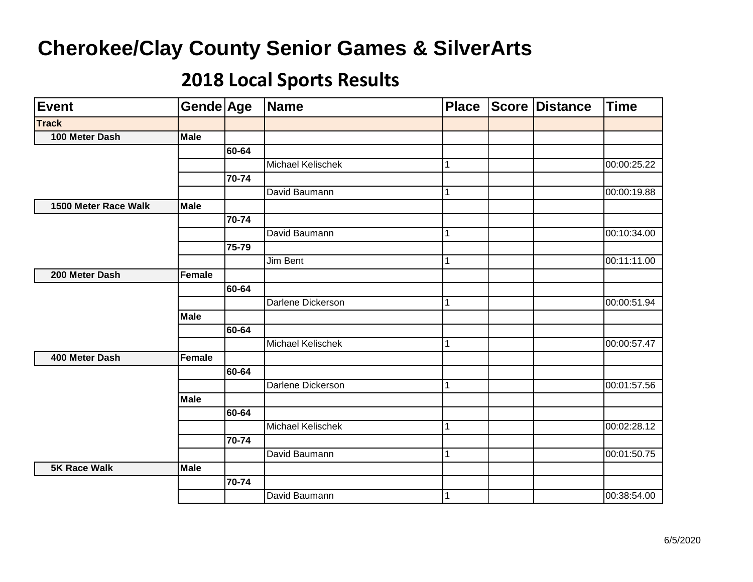# Cherokee/Clay County Senior Games & SilverArts

## 2018 Local Sports Results

| Event | Gende | Age | Name | Place | Score | Distance | Time |
|---|---|---|---|---|---|---|---|
| **Track** | | | | | | | |
| **100 Meter Dash** | **Male** | | | | | | |
| | | **60-64** | | | | | |
| | | | Michael Kelischek | 1 | | | 00:00:25.22 |
| | | **70-74** | | | | | |
| | | | David Baumann | 1 | | | 00:00:19.88 |
| **1500 Meter Race Walk** | **Male** | | | | | | |
| | | **70-74** | | | | | |
| | | | David Baumann | 1 | | | 00:10:34.00 |
| | | **75-79** | | | | | |
| | | | Jim Bent | 1 | | | 00:11:11.00 |
| **200 Meter Dash** | **Female** | | | | | | |
| | | **60-64** | | | | | |
| | | | Darlene Dickerson | 1 | | | 00:00:51.94 |
| | **Male** | | | | | | |
| | | **60-64** | | | | | |
| | | | Michael Kelischek | 1 | | | 00:00:57.47 |
| **400 Meter Dash** | **Female** | | | | | | |
| | | **60-64** | | | | | |
| | | | Darlene Dickerson | 1 | | | 00:01:57.56 |
| | **Male** | | | | | | |
| | | **60-64** | | | | | |
| | | | Michael Kelischek | 1 | | | 00:02:28.12 |
| | | **70-74** | | | | | |
| | | | David Baumann | 1 | | | 00:01:50.75 |
| **5K Race Walk** | **Male** | | | | | | |
| | | **70-74** | | | | | |
| | | | David Baumann | 1 | | | 00:38:54.00 |

6/5/2020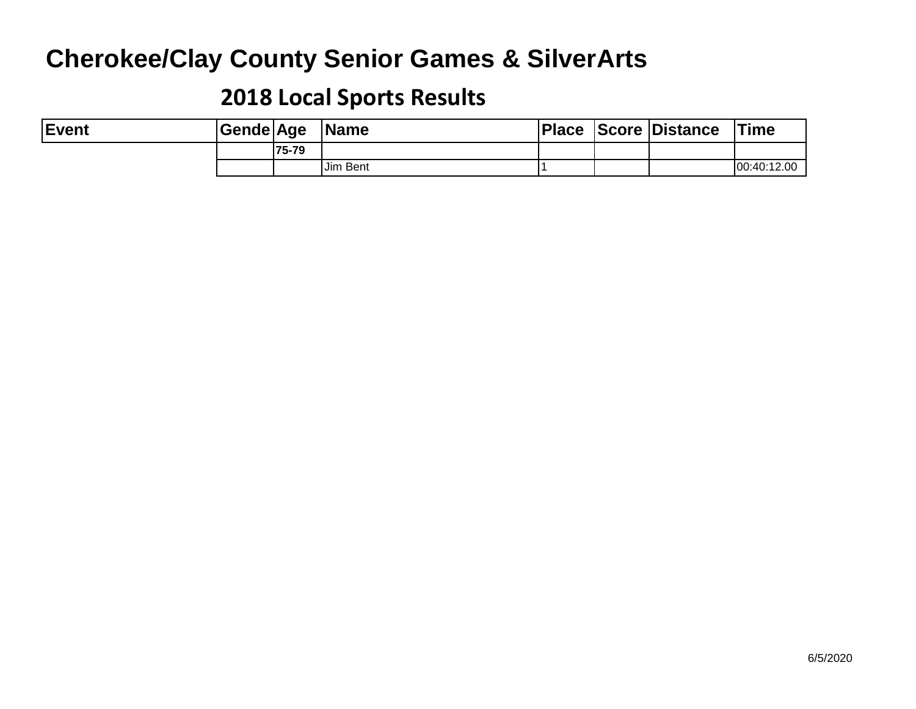# Cherokee/Clay County Senior Games & SilverArts

## 2018 Local Sports Results

| Event | Gende | Age | Name | Place | Score | Distance | Time |
|---|---|---|---|---|---|---|---|
| | | **75-79** | | | | | |
| | | | Jim Bent | 1 | | | 00:40:12.00 |

6/5/2020